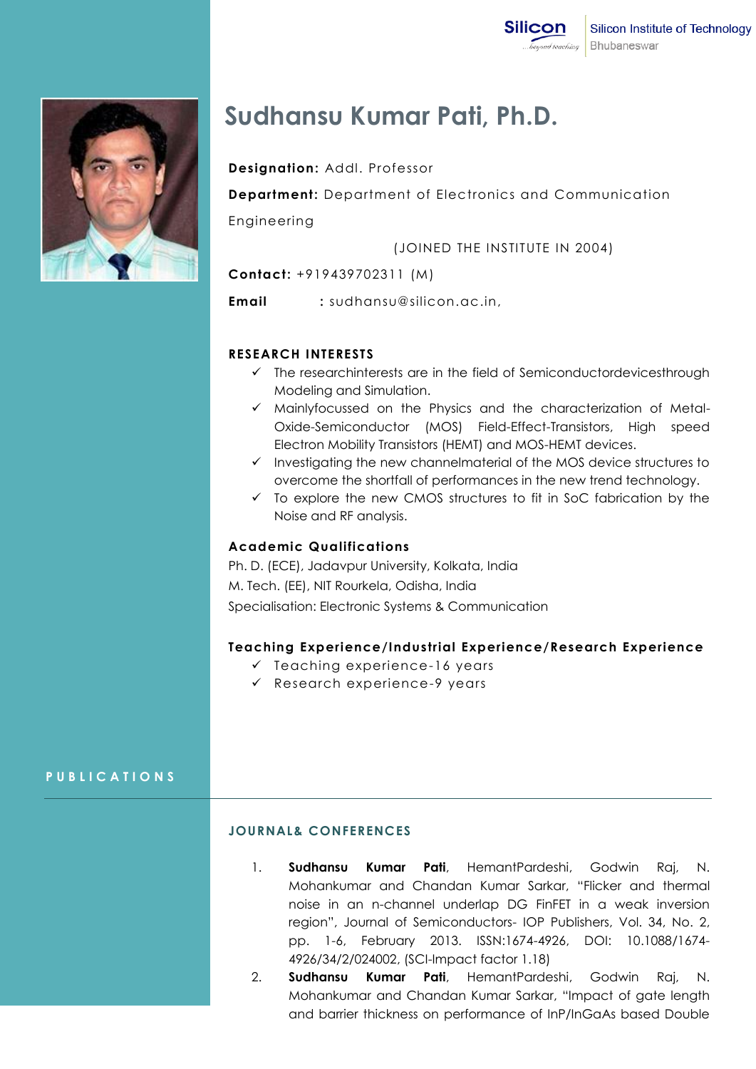Silicon Institute of Technology
Bhubaneswar

# Sudhansu Kumar Pati, Ph.D.

**Designation:** Addl. Professor

**Department:** Department of Electronics and Communication Engineering

(JOINED THE INSTITUTE IN 2004)

**Contact:** +919439702311 (M)

**Email** : sudhansu@silicon.ac.in,

## RESEARCH INTERESTS

- ✓ The researchinterests are in the field of Semiconductordevicesthrough Modeling and Simulation.
- ✓ Mainlyfocussed on the Physics and the characterization of Metal-Oxide-Semiconductor (MOS) Field-Effect-Transistors, High speed Electron Mobility Transistors (HEMT) and MOS-HEMT devices.
- ✓ Investigating the new channelmaterial of the MOS device structures to overcome the shortfall of performances in the new trend technology.
- ✓ To explore the new CMOS structures to fit in SoC fabrication by the Noise and RF analysis.

## Academic Qualifications

Ph. D. (ECE), Jadavpur University, Kolkata, India

M. Tech. (EE), NIT Rourkela, Odisha, India

Specialisation: Electronic Systems & Communication

## Teaching Experience/Industrial Experience/Research Experience

- ✓ Teaching experience-16 years
- ✓ Research experience-9 years

## PUBLICATIONS

### JOURNAL& CONFERENCES

1. **Sudhansu Kumar Pati**, HemantPardeshi, Godwin Raj, N. Mohankumar and Chandan Kumar Sarkar, "Flicker and thermal noise in an n-channel underlap DG FinFET in a weak inversion region", Journal of Semiconductors- IOP Publishers, Vol. 34, No. 2, pp. 1-6, February 2013. ISSN:1674-4926, DOI: 10.1088/1674-4926/34/2/024002, (SCI-Impact factor 1.18)
2. **Sudhansu Kumar Pati**, HemantPardeshi, Godwin Raj, N. Mohankumar and Chandan Kumar Sarkar, "Impact of gate length and barrier thickness on performance of InP/InGaAs based Double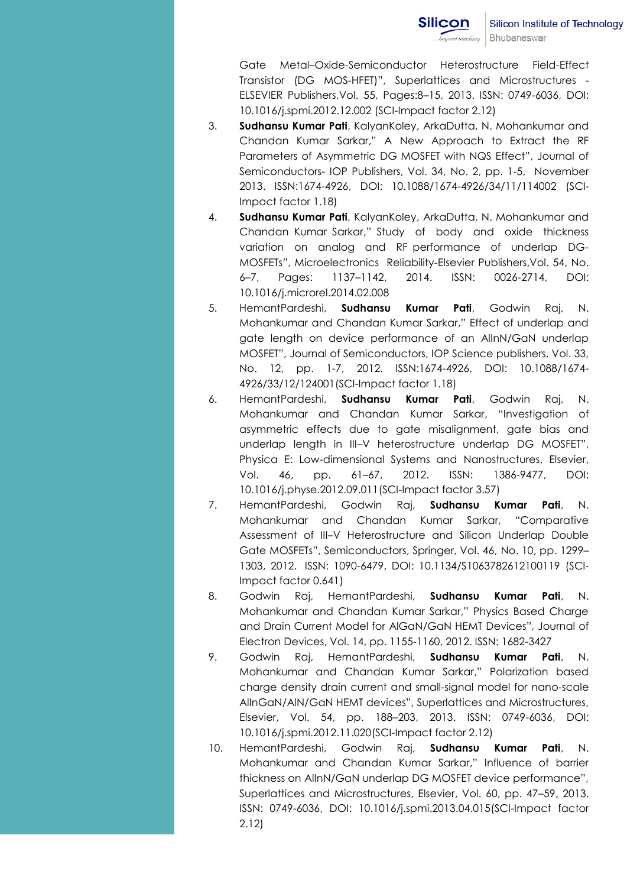Gate Metal–Oxide-Semiconductor Heterostructure Field-Effect Transistor (DG MOS-HFET)", Superlattices and Microstructures - ELSEVIER Publishers,Vol. 55, Pages:8–15, 2013. ISSN: 0749-6036, DOI: 10.1016/j.spmi.2012.12.002 (SCI-Impact factor 2.12)

3. **Sudhansu Kumar Pati**, KalyanKoley, ArkaDutta, N. Mohankumar and Chandan Kumar Sarkar," A New Approach to Extract the RF Parameters of Asymmetric DG MOSFET with NQS Effect", Journal of Semiconductors- IOP Publishers, Vol. 34, No. 2, pp. 1-5, November 2013. ISSN:1674-4926, DOI: 10.1088/1674-4926/34/11/114002 (SCI-Impact factor 1.18)
4. **Sudhansu Kumar Pati**, KalyanKoley, ArkaDutta, N. Mohankumar and Chandan Kumar Sarkar," Study of body and oxide thickness variation on analog and RF performance of underlap DG-MOSFETs", Microelectronics Reliability-Elsevier Publishers,Vol. 54, No. 6–7, Pages: 1137–1142, 2014. ISSN: 0026-2714, DOI: 10.1016/j.microrel.2014.02.008
5. HemantPardeshi, **Sudhansu Kumar Pati**, Godwin Raj, N. Mohankumar and Chandan Kumar Sarkar," Effect of underlap and gate length on device performance of an AlInN/GaN underlap MOSFET", Journal of Semiconductors, IOP Science publishers, Vol. 33, No. 12, pp. 1-7, 2012. ISSN:1674-4926, DOI: 10.1088/1674-4926/33/12/124001(SCI-Impact factor 1.18)
6. HemantPardeshi, **Sudhansu Kumar Pati**, Godwin Raj, N. Mohankumar and Chandan Kumar Sarkar, "Investigation of asymmetric effects due to gate misalignment, gate bias and underlap length in III–V heterostructure underlap DG MOSFET", Physica E: Low-dimensional Systems and Nanostructures, Elsevier, Vol. 46, pp. 61–67, 2012. ISSN: 1386-9477, DOI: 10.1016/j.physe.2012.09.011(SCI-Impact factor 3.57)
7. HemantPardeshi, Godwin Raj, **Sudhansu Kumar Pati**, N. Mohankumar and Chandan Kumar Sarkar, "Comparative Assessment of III–V Heterostructure and Silicon Underlap Double Gate MOSFETs", Semiconductors, Springer, Vol. 46, No. 10, pp. 1299–1303, 2012. ISSN: 1090-6479, DOI: 10.1134/S1063782612100119 (SCI-Impact factor 0.641)
8. Godwin Raj, HemantPardeshi, **Sudhansu Kumar Pati**, N. Mohankumar and Chandan Kumar Sarkar," Physics Based Charge and Drain Current Model for AlGaN/GaN HEMT Devices", Journal of Electron Devices, Vol. 14, pp. 1155-1160, 2012. ISSN: 1682-3427
9. Godwin Raj, HemantPardeshi, **Sudhansu Kumar Pati**, N. Mohankumar and Chandan Kumar Sarkar," Polarization based charge density drain current and small-signal model for nano-scale AlInGaN/AlN/GaN HEMT devices", Superlattices and Microstructures, Elsevier, Vol. 54, pp. 188–203, 2013. ISSN: 0749-6036, DOI: 10.1016/j.spmi.2012.11.020(SCI-Impact factor 2.12)
10. HemantPardeshi, Godwin Raj, **Sudhansu Kumar Pati**, N. Mohankumar and Chandan Kumar Sarkar," Influence of barrier thickness on AlInN/GaN underlap DG MOSFET device performance", Superlattices and Microstructures, Elsevier, Vol. 60, pp. 47–59, 2013. ISSN: 0749-6036, DOI: 10.1016/j.spmi.2013.04.015(SCI-Impact factor 2.12)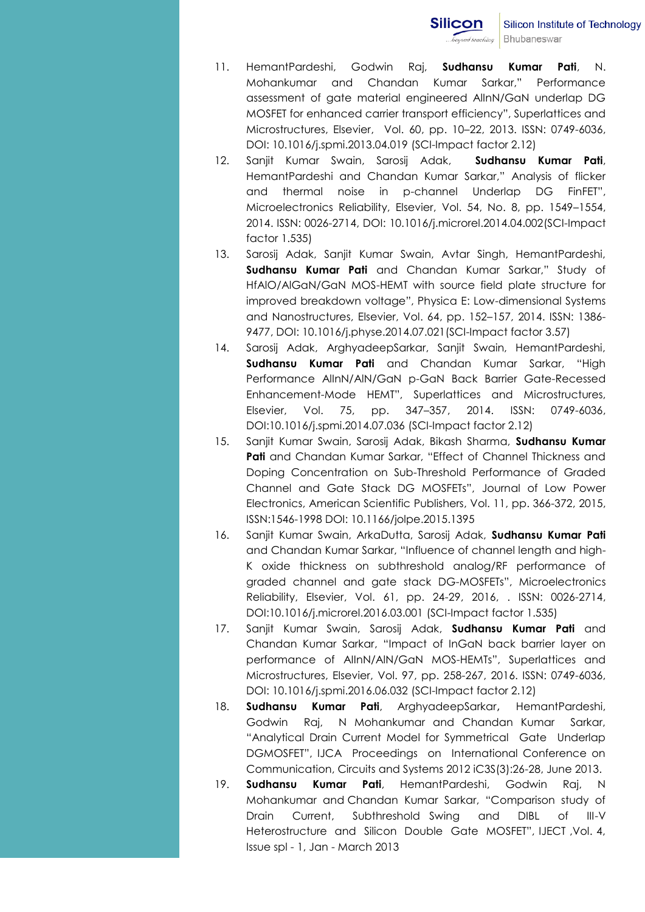11. HemantPardeshi, Godwin Raj, **Sudhansu Kumar Pati**, N. Mohankumar and Chandan Kumar Sarkar," Performance assessment of gate material engineered AlInN/GaN underlap DG MOSFET for enhanced carrier transport efficiency", Superlattices and Microstructures, Elsevier, Vol. 60, pp. 10–22, 2013. ISSN: 0749-6036, DOI: 10.1016/j.spmi.2013.04.019 (SCI-Impact factor 2.12)
12. Sanjit Kumar Swain, Sarosij Adak, **Sudhansu Kumar Pati**, HemantPardeshi and Chandan Kumar Sarkar," Analysis of flicker and thermal noise in p-channel Underlap DG FinFET", Microelectronics Reliability, Elsevier, Vol. 54, No. 8, pp. 1549–1554, 2014. ISSN: 0026-2714, DOI: 10.1016/j.microrel.2014.04.002(SCI-Impact factor 1.535)
13. Sarosij Adak, Sanjit Kumar Swain, Avtar Singh, HemantPardeshi, **Sudhansu Kumar Pati** and Chandan Kumar Sarkar," Study of HfAlO/AlGaN/GaN MOS-HEMT with source field plate structure for improved breakdown voltage", Physica E: Low-dimensional Systems and Nanostructures, Elsevier, Vol. 64, pp. 152–157, 2014. ISSN: 1386-9477, DOI: 10.1016/j.physe.2014.07.021(SCI-Impact factor 3.57)
14. Sarosij Adak, ArghyadeepSarkar, Sanjit Swain, HemantPardeshi, **Sudhansu Kumar Pati** and Chandan Kumar Sarkar, "High Performance AlInN/AlN/GaN p-GaN Back Barrier Gate-Recessed Enhancement-Mode HEMT", Superlattices and Microstructures, Elsevier, Vol. 75, pp. 347–357, 2014. ISSN: 0749-6036, DOI:10.1016/j.spmi.2014.07.036 (SCI-Impact factor 2.12)
15. Sanjit Kumar Swain, Sarosij Adak, Bikash Sharma, **Sudhansu Kumar Pati** and Chandan Kumar Sarkar, "Effect of Channel Thickness and Doping Concentration on Sub-Threshold Performance of Graded Channel and Gate Stack DG MOSFETs", Journal of Low Power Electronics, American Scientific Publishers, Vol. 11, pp. 366-372, 2015, ISSN:1546-1998 DOI: 10.1166/jolpe.2015.1395
16. Sanjit Kumar Swain, ArkaDutta, Sarosij Adak, **Sudhansu Kumar Pati** and Chandan Kumar Sarkar, "Influence of channel length and high-K oxide thickness on subthreshold analog/RF performance of graded channel and gate stack DG-MOSFETs", Microelectronics Reliability, Elsevier, Vol. 61, pp. 24-29, 2016, . ISSN: 0026-2714, DOI:10.1016/j.microrel.2016.03.001 (SCI-Impact factor 1.535)
17. Sanjit Kumar Swain, Sarosij Adak, **Sudhansu Kumar Pati** and Chandan Kumar Sarkar, "Impact of InGaN back barrier layer on performance of AlInN/AlN/GaN MOS-HEMTs", Superlattices and Microstructures, Elsevier, Vol. 97, pp. 258-267, 2016. ISSN: 0749-6036, DOI: 10.1016/j.spmi.2016.06.032 (SCI-Impact factor 2.12)
18. **Sudhansu Kumar Pati**, ArghyadeepSarkar, HemantPardeshi, Godwin Raj, N Mohankumar and Chandan Kumar Sarkar, "Analytical Drain Current Model for Symmetrical Gate Underlap DGMOSFET", IJCA Proceedings on International Conference on Communication, Circuits and Systems 2012 iC3S(3):26-28, June 2013.
19. **Sudhansu Kumar Pati**, HemantPardeshi, Godwin Raj, N Mohankumar and Chandan Kumar Sarkar, "Comparison study of Drain Current, Subthreshold Swing and DIBL of III-V Heterostructure and Silicon Double Gate MOSFET", IJECT ,Vol. 4, Issue spl - 1, Jan - March 2013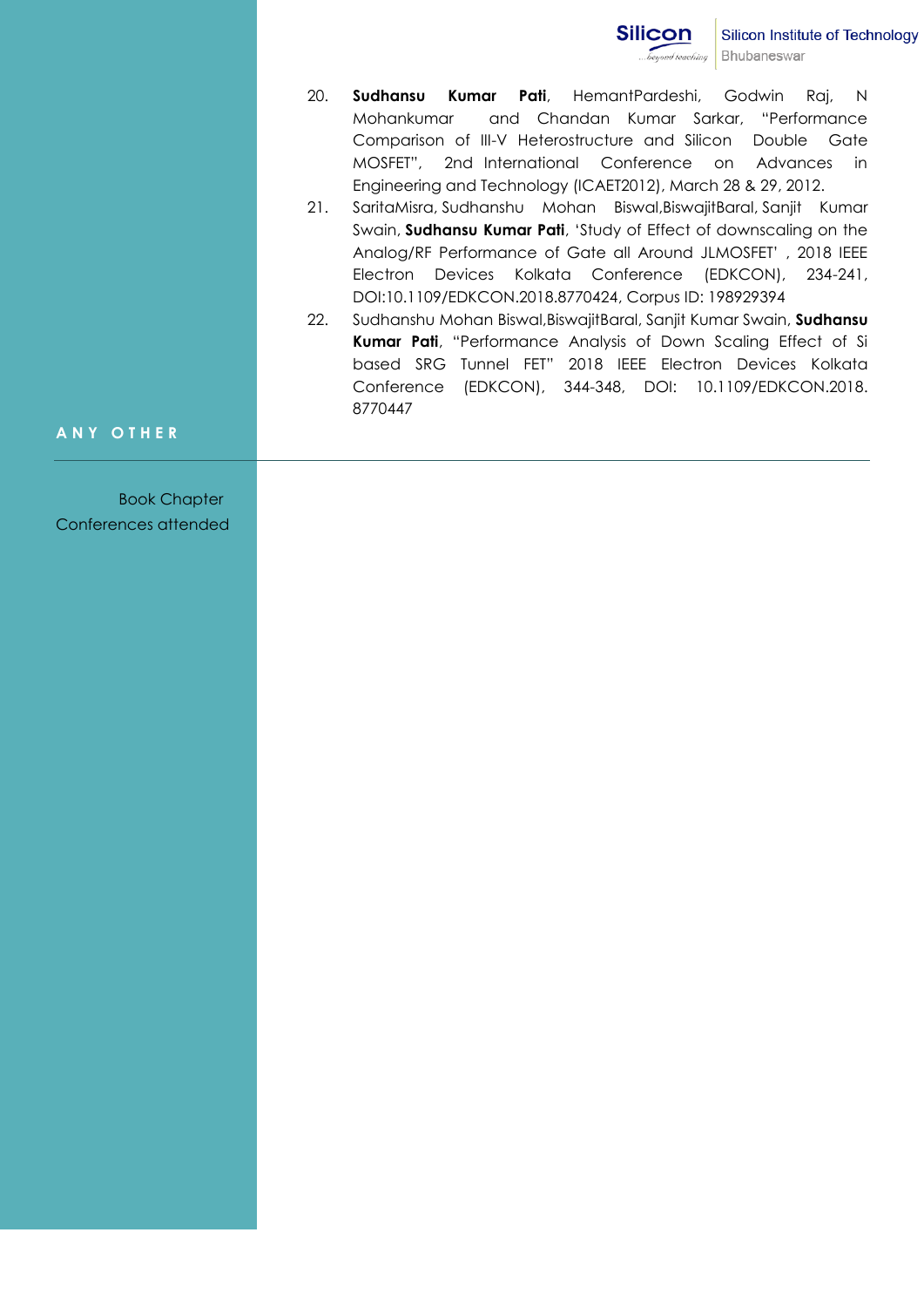20. **Sudhansu Kumar Pati**, HemantPardeshi, Godwin Raj, N Mohankumar and Chandan Kumar Sarkar, "Performance Comparison of III-V Heterostructure and Silicon Double Gate MOSFET", 2nd International Conference on Advances in Engineering and Technology (ICAET2012), March 28 & 29, 2012.
21. SaritaMisra, Sudhanshu Mohan Biswal,BiswajitBaral, Sanjit Kumar Swain, **Sudhansu Kumar Pati**, 'Study of Effect of downscaling on the Analog/RF Performance of Gate all Around JLMOSFET' , 2018 IEEE Electron Devices Kolkata Conference (EDKCON), 234-241, DOI:10.1109/EDKCON.2018.8770424, Corpus ID: 198929394
22. Sudhanshu Mohan Biswal,BiswajitBaral, Sanjit Kumar Swain, **Sudhansu Kumar Pati**, "Performance Analysis of Down Scaling Effect of Si based SRG Tunnel FET" 2018 IEEE Electron Devices Kolkata Conference (EDKCON), 344-348, DOI: 10.1109/EDKCON.2018. 8770447

## ANY OTHER

Book Chapter

Conferences attended